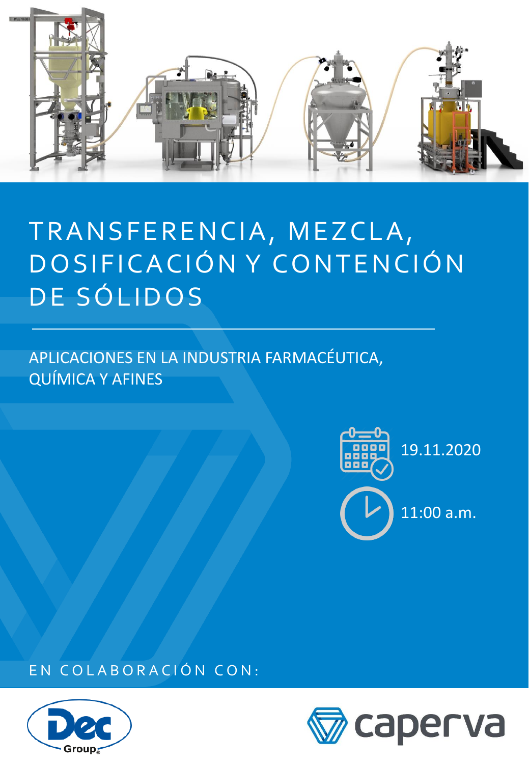# TRANSFERENCIA, MEZCLA, DOSIFICACIÓN Y CONTENCIÓN DE SÓLIDOS

## APLICACIONES EN LA INDUSTRIA FARMACÉUTICA, QUÍMICA Y AFINES

19.11.2020

11:00 a.m.

EN COLABORACIÓN CON:

Dec Group

caperva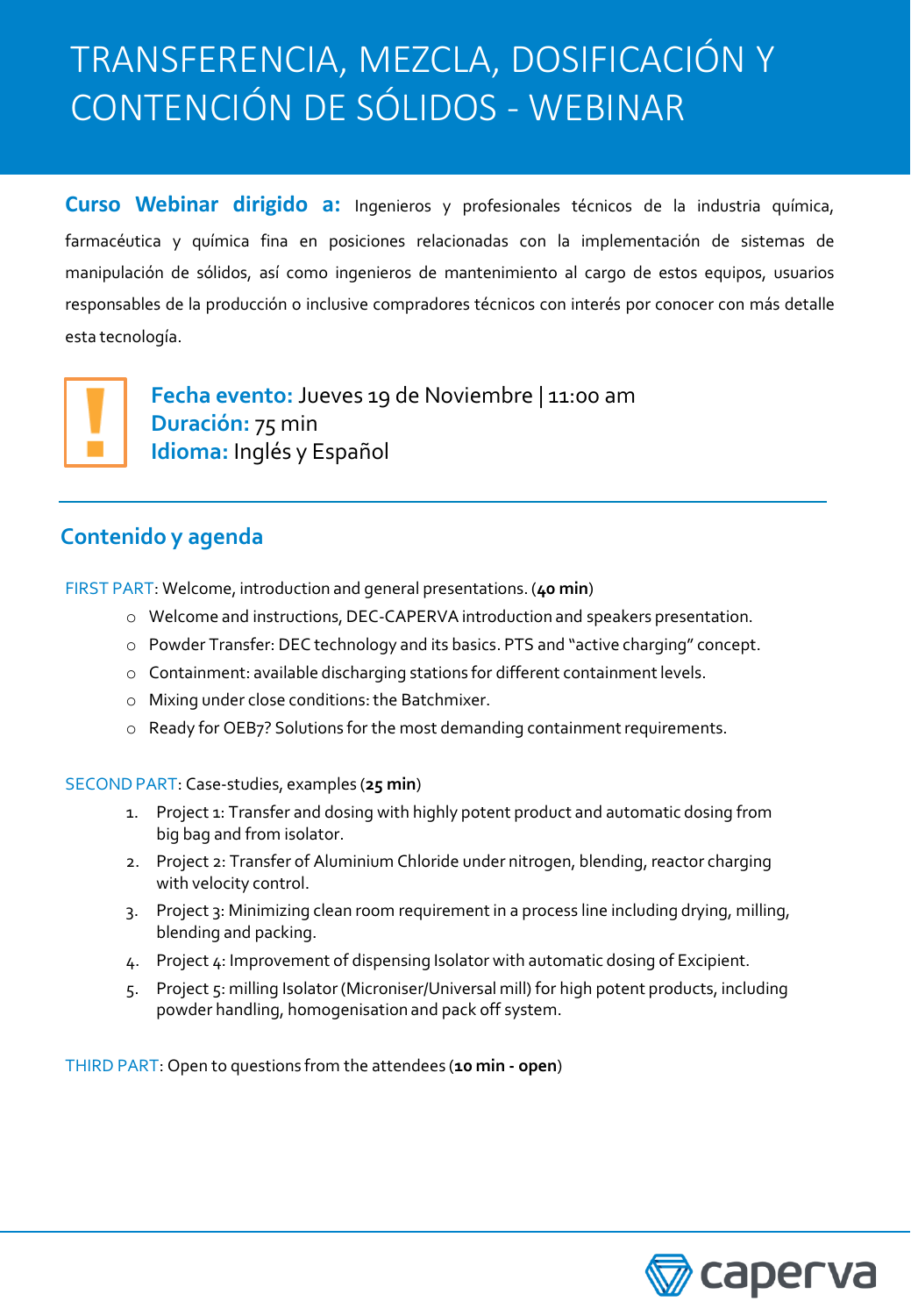# TRANSFERENCIA, MEZCLA, DOSIFICACIÓN Y CONTENCIÓN DE SÓLIDOS - WEBINAR

**Curso Webinar dirigido a:** Ingenieros y profesionales técnicos de la industria química, farmacéutica y química fina en posiciones relacionadas con la implementación de sistemas de manipulación de sólidos, así como ingenieros de mantenimiento al cargo de estos equipos, usuarios responsables de la producción o inclusive compradores técnicos con interés por conocer con más detalle esta tecnología.

**Fecha evento:** Jueves 19 de Noviembre | 11:00 am
**Duración:** 75 min
**Idioma:** Inglés y Español

## Contenido y agenda

FIRST PART: Welcome, introduction and general presentations. (**40 min**)

- Welcome and instructions, DEC-CAPERVA introduction and speakers presentation.
- Powder Transfer: DEC technology and its basics. PTS and "active charging" concept.
- Containment: available discharging stations for different containment levels.
- Mixing under close conditions: the Batchmixer.
- Ready for OEB7? Solutions for the most demanding containment requirements.

SECOND PART: Case-studies, examples (**25 min**)

1. Project 1: Transfer and dosing with highly potent product and automatic dosing from big bag and from isolator.
2. Project 2: Transfer of Aluminium Chloride under nitrogen, blending, reactor charging with velocity control.
3. Project 3: Minimizing clean room requirement in a process line including drying, milling, blending and packing.
4. Project 4: Improvement of dispensing Isolator with automatic dosing of Excipient.
5. Project 5: milling Isolator (Microniser/Universal mill) for high potent products, including powder handling, homogenisation and pack off system.

THIRD PART: Open to questions from the attendees (**10 min - open**)

caperva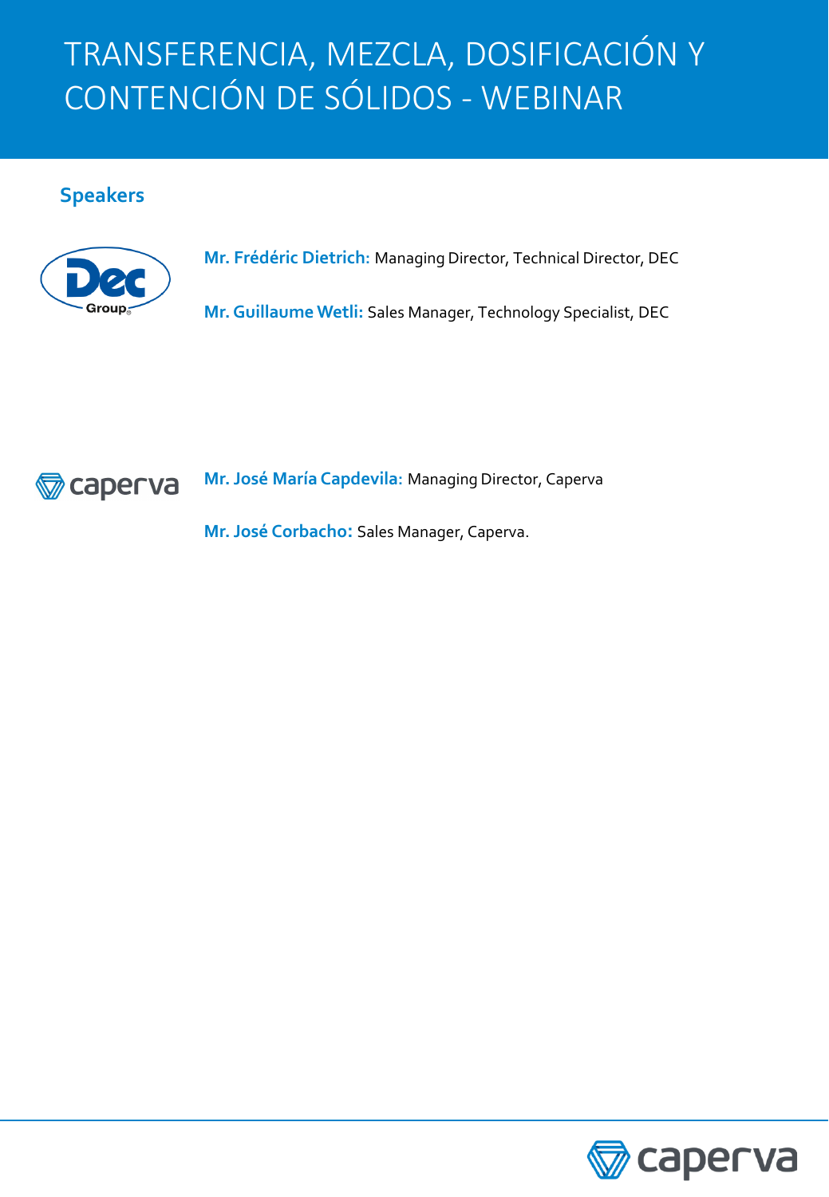# TRANSFERENCIA, MEZCLA, DOSIFICACIÓN Y CONTENCIÓN DE SÓLIDOS - WEBINAR

## Speakers

**Mr. Frédéric Dietrich:** Managing Director, Technical Director, DEC

**Mr. Guillaume Wetli:** Sales Manager, Technology Specialist, DEC

**Mr. José María Capdevila:** Managing Director, Caperva

**Mr. José Corbacho:** Sales Manager, Caperva.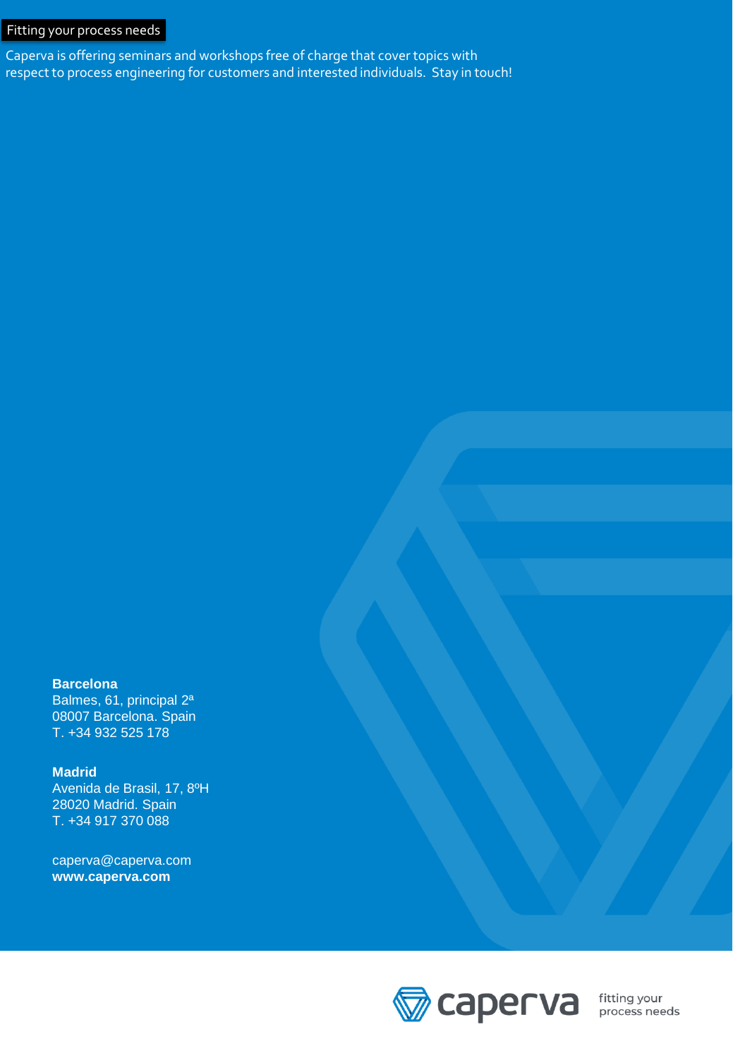Fitting your process needs

Caperva is offering seminars and workshops free of charge that cover topics with respect to process engineering for customers and interested individuals.  Stay in touch!

**Barcelona**
Balmes, 61, principal 2ª
08007 Barcelona. Spain
T. +34 932 525 178

**Madrid**
Avenida de Brasil, 17, 8ºH
28020 Madrid. Spain
T. +34 917 370 088

caperva@caperva.com
**www.caperva.com**

caperva

fitting your
process needs